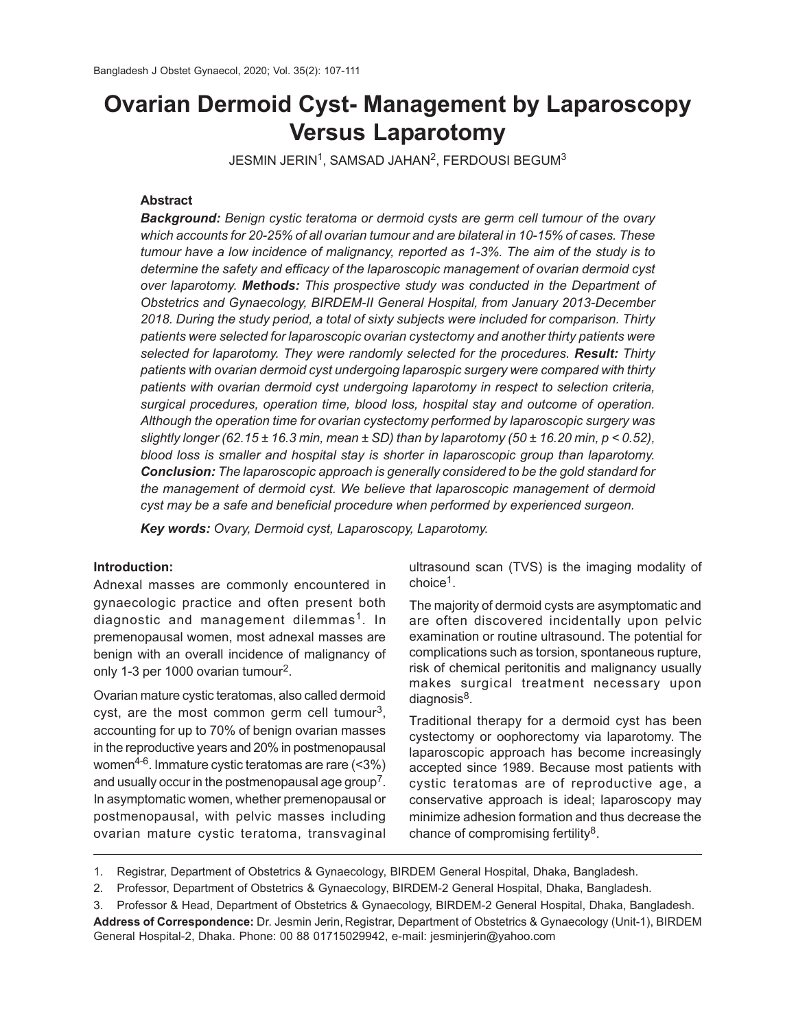# Ovarian Dermoid Cyst- Management by Laparoscopy Versus Laparotomy

JESMIN JERIN[1], SAMSAD JAHAN[2], FERDOUSI BEGUM[3]

## Abstract

***Background:*** *Benign cystic teratoma or dermoid cysts are germ cell tumour of the ovary which accounts for 20-25% of all ovarian tumour and are bilateral in 10-15% of cases. These tumour have a low incidence of malignancy, reported as 1-3%. The aim of the study is to determine the safety and efficacy of the laparoscopic management of ovarian dermoid cyst over laparotomy.* ***Methods:*** *This prospective study was conducted in the Department of Obstetrics and Gynaecology, BIRDEM-II General Hospital, from January 2013-December 2018. During the study period, a total of sixty subjects were included for comparison. Thirty patients were selected for laparoscopic ovarian cystectomy and another thirty patients were selected for laparotomy. They were randomly selected for the procedures.* ***Result:*** *Thirty patients with ovarian dermoid cyst undergoing laparospic surgery were compared with thirty patients with ovarian dermoid cyst undergoing laparotomy in respect to selection criteria, surgical procedures, operation time, blood loss, hospital stay and outcome of operation. Although the operation time for ovarian cystectomy performed by laparoscopic surgery was slightly longer (62.15 ± 16.3 min, mean ± SD) than by laparotomy (50 ± 16.20 min, p < 0.52), blood loss is smaller and hospital stay is shorter in laparoscopic group than laparotomy.* ***Conclusion:*** *The laparoscopic approach is generally considered to be the gold standard for the management of dermoid cyst. We believe that laparoscopic management of dermoid cyst may be a safe and beneficial procedure when performed by experienced surgeon.*

***Key words:*** *Ovary, Dermoid cyst, Laparoscopy, Laparotomy.*

## Introduction:

Adnexal masses are commonly encountered in gynaecologic practice and often present both diagnostic and management dilemmas[1]. In premenopausal women, most adnexal masses are benign with an overall incidence of malignancy of only 1-3 per 1000 ovarian tumour[2].

Ovarian mature cystic teratomas, also called dermoid cyst, are the most common germ cell tumour[3], accounting for up to 70% of benign ovarian masses in the reproductive years and 20% in postmenopausal women[4-6]. Immature cystic teratomas are rare (<3%) and usually occur in the postmenopausal age group[7]. In asymptomatic women, whether premenopausal or postmenopausal, with pelvic masses including ovarian mature cystic teratoma, transvaginal ultrasound scan (TVS) is the imaging modality of choice[1].

The majority of dermoid cysts are asymptomatic and are often discovered incidentally upon pelvic examination or routine ultrasound. The potential for complications such as torsion, spontaneous rupture, risk of chemical peritonitis and malignancy usually makes surgical treatment necessary upon diagnosis[8].

Traditional therapy for a dermoid cyst has been cystectomy or oophorectomy via laparotomy. The laparoscopic approach has become increasingly accepted since 1989. Because most patients with cystic teratomas are of reproductive age, a conservative approach is ideal; laparoscopy may minimize adhesion formation and thus decrease the chance of compromising fertility[8].

1. Registrar, Department of Obstetrics & Gynaecology, BIRDEM General Hospital, Dhaka, Bangladesh.
2. Professor, Department of Obstetrics & Gynaecology, BIRDEM-2 General Hospital, Dhaka, Bangladesh.
3. Professor & Head, Department of Obstetrics & Gynaecology, BIRDEM-2 General Hospital, Dhaka, Bangladesh.

**Address of Correspondence:** Dr. Jesmin Jerin, Registrar, Department of Obstetrics & Gynaecology (Unit-1), BIRDEM General Hospital-2, Dhaka. Phone: 00 88 01715029942, e-mail: jesminjerin@yahoo.com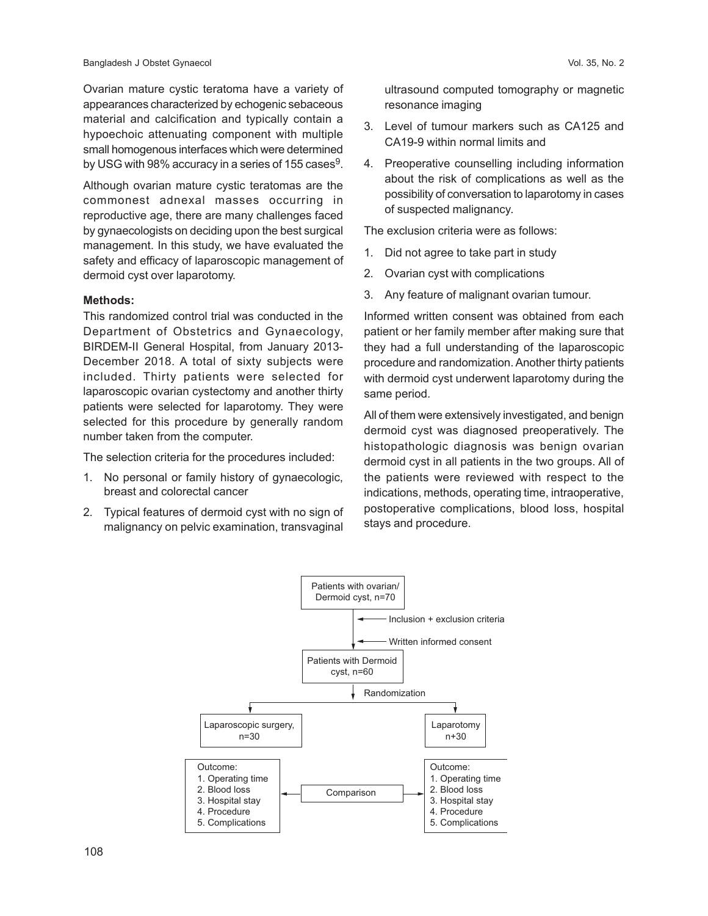Ovarian mature cystic teratoma have a variety of appearances characterized by echogenic sebaceous material and calcification and typically contain a hypoechoic attenuating component with multiple small homogenous interfaces which were determined by USG with 98% accuracy in a series of 155 cases[9].

Although ovarian mature cystic teratomas are the commonest adnexal masses occurring in reproductive age, there are many challenges faced by gynaecologists on deciding upon the best surgical management. In this study, we have evaluated the safety and efficacy of laparoscopic management of dermoid cyst over laparotomy.

**Methods:**

This randomized control trial was conducted in the Department of Obstetrics and Gynaecology, BIRDEM-II General Hospital, from January 2013-December 2018. A total of sixty subjects were included. Thirty patients were selected for laparoscopic ovarian cystectomy and another thirty patients were selected for laparotomy. They were selected for this procedure by generally random number taken from the computer.

The selection criteria for the procedures included:

1. No personal or family history of gynaecologic, breast and colorectal cancer
2. Typical features of dermoid cyst with no sign of malignancy on pelvic examination, transvaginal ultrasound computed tomography or magnetic resonance imaging
3. Level of tumour markers such as CA125 and CA19-9 within normal limits and
4. Preoperative counselling including information about the risk of complications as well as the possibility of conversation to laparotomy in cases of suspected malignancy.

The exclusion criteria were as follows:

1. Did not agree to take part in study
2. Ovarian cyst with complications
3. Any feature of malignant ovarian tumour.

Informed written consent was obtained from each patient or her family member after making sure that they had a full understanding of the laparoscopic procedure and randomization. Another thirty patients with dermoid cyst underwent laparotomy during the same period.

All of them were extensively investigated, and benign dermoid cyst was diagnosed preoperatively. The histopathologic diagnosis was benign ovarian dermoid cyst in all patients in the two groups. All of the patients were reviewed with respect to the indications, methods, operating time, intraoperative, postoperative complications, blood loss, hospital stays and procedure.

```
Patients with ovarian/ Dermoid cyst, n=70
    ← Inclusion + exclusion criteria
    ← Written informed consent
Patients with Dermoid cyst, n=60
    ↓ Randomization
Laparoscopic surgery, n=30          Laparotomy n+30

Outcome:                                  Outcome:
1. Operating time                         1. Operating time
2. Blood loss      ←  Comparison  →       2. Blood loss
3. Hospital stay                          3. Hospital stay
4. Procedure                              4. Procedure
5. Complications                          5. Complications
```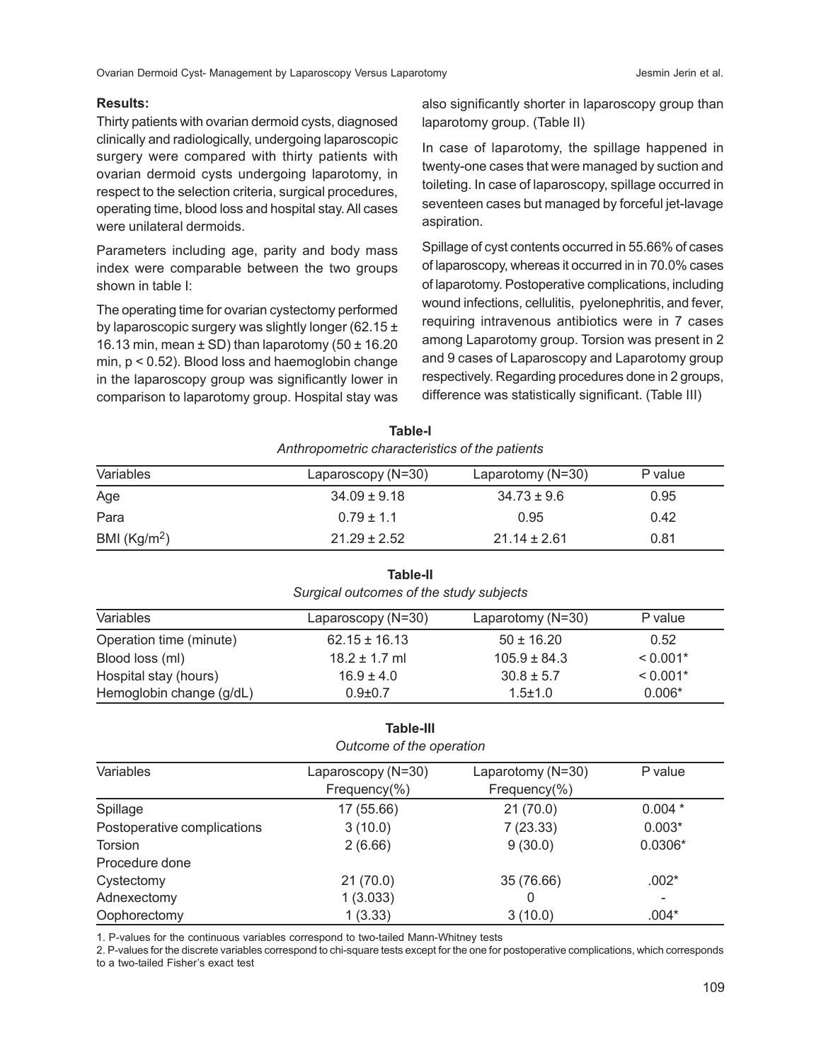**Results:**

Thirty patients with ovarian dermoid cysts, diagnosed clinically and radiologically, undergoing laparoscopic surgery were compared with thirty patients with ovarian dermoid cysts undergoing laparotomy, in respect to the selection criteria, surgical procedures, operating time, blood loss and hospital stay. All cases were unilateral dermoids.

Parameters including age, parity and body mass index were comparable between the two groups shown in table I:

The operating time for ovarian cystectomy performed by laparoscopic surgery was slightly longer (62.15 ± 16.13 min, mean ± SD) than laparotomy (50 ± 16.20 min, $p < 0.52$). Blood loss and haemoglobin change in the laparoscopy group was significantly lower in comparison to laparotomy group. Hospital stay was also significantly shorter in laparoscopy group than laparotomy group. (Table II)

In case of laparotomy, the spillage happened in twenty-one cases that were managed by suction and toileting. In case of laparoscopy, spillage occurred in seventeen cases but managed by forceful jet-lavage aspiration.

Spillage of cyst contents occurred in 55.66% of cases of laparoscopy, whereas it occurred in in 70.0% cases of laparotomy. Postoperative complications, including wound infections, cellulitis, pyelonephritis, and fever, requiring intravenous antibiotics were in 7 cases among Laparotomy group. Torsion was present in 2 and 9 cases of Laparoscopy and Laparotomy group respectively. Regarding procedures done in 2 groups, difference was statistically significant. (Table III)

**Table-I**

*Anthropometric characteristics of the patients*

| Variables | Laparoscopy (N=30) | Laparotomy (N=30) | P value |
|---|---|---|---|
| Age | 34.09 ± 9.18 | 34.73 ± 9.6 | 0.95 |
| Para | 0.79 ± 1.1 | 0.95 | 0.42 |
| BMI (Kg/m$^2$) | 21.29 ± 2.52 | 21.14 ± 2.61 | 0.81 |

**Table-II**

*Surgical outcomes of the study subjects*

| Variables | Laparoscopy (N=30) | Laparotomy (N=30) | P value |
|---|---|---|---|
| Operation time (minute) | 62.15 ± 16.13 | 50 ± 16.20 | 0.52 |
| Blood loss (ml) | 18.2 ± 1.7 ml | 105.9 ± 84.3 | < 0.001* |
| Hospital stay (hours) | 16.9 ± 4.0 | 30.8 ± 5.7 | < 0.001* |
| Hemoglobin change (g/dL) | 0.9±0.7 | 1.5±1.0 | 0.006* |

**Table-III**

*Outcome of the operation*

| Variables | Laparoscopy (N=30) Frequency(%) | Laparotomy (N=30) Frequency(%) | P value |
|---|---|---|---|
| Spillage | 17 (55.66) | 21 (70.0) | 0.004 * |
| Postoperative complications | 3 (10.0) | 7 (23.33) | 0.003* |
| Torsion | 2 (6.66) | 9 (30.0) | 0.0306* |
| Procedure done | | | |
| Cystectomy | 21 (70.0) | 35 (76.66) | .002* |
| Adnexectomy | 1 (3.033) | 0 | - |
| Oophorectomy | 1 (3.33) | 3 (10.0) | .004* |

1. P-values for the continuous variables correspond to two-tailed Mann-Whitney tests

2. P-values for the discrete variables correspond to chi-square tests except for the one for postoperative complications, which corresponds to a two-tailed Fisher's exact test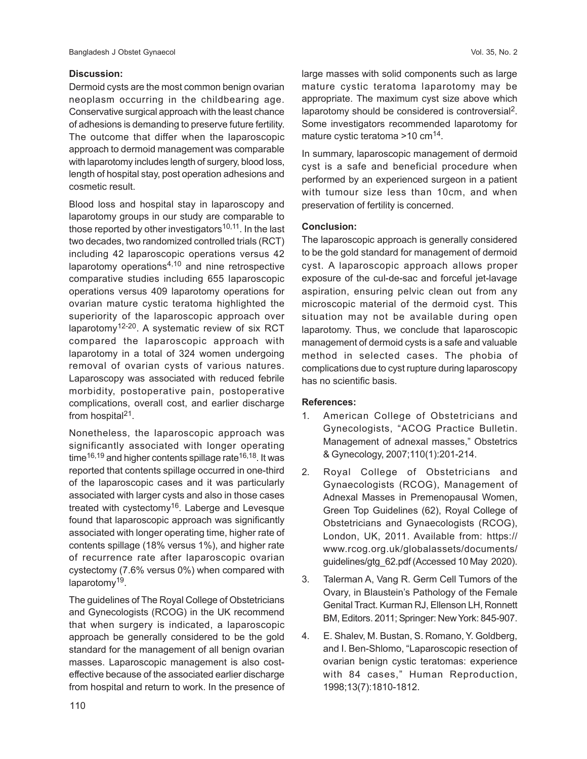**Discussion:**

Dermoid cysts are the most common benign ovarian neoplasm occurring in the childbearing age. Conservative surgical approach with the least chance of adhesions is demanding to preserve future fertility. The outcome that differ when the laparoscopic approach to dermoid management was comparable with laparotomy includes length of surgery, blood loss, length of hospital stay, post operation adhesions and cosmetic result.

Blood loss and hospital stay in laparoscopy and laparotomy groups in our study are comparable to those reported by other investigators[10,11]. In the last two decades, two randomized controlled trials (RCT) including 42 laparoscopic operations versus 42 laparotomy operations[4,10] and nine retrospective comparative studies including 655 laparoscopic operations versus 409 laparotomy operations for ovarian mature cystic teratoma highlighted the superiority of the laparoscopic approach over laparotomy[12-20]. A systematic review of six RCT compared the laparoscopic approach with laparotomy in a total of 324 women undergoing removal of ovarian cysts of various natures. Laparoscopy was associated with reduced febrile morbidity, postoperative pain, postoperative complications, overall cost, and earlier discharge from hospital[21].

Nonetheless, the laparoscopic approach was significantly associated with longer operating time[16,19] and higher contents spillage rate[16,18]. It was reported that contents spillage occurred in one-third of the laparoscopic cases and it was particularly associated with larger cysts and also in those cases treated with cystectomy[16]. Laberge and Levesque found that laparoscopic approach was significantly associated with longer operating time, higher rate of contents spillage (18% versus 1%), and higher rate of recurrence rate after laparoscopic ovarian cystectomy (7.6% versus 0%) when compared with laparotomy[19].

The guidelines of The Royal College of Obstetricians and Gynecologists (RCOG) in the UK recommend that when surgery is indicated, a laparoscopic approach be generally considered to be the gold standard for the management of all benign ovarian masses. Laparoscopic management is also cost-effective because of the associated earlier discharge from hospital and return to work. In the presence of large masses with solid components such as large mature cystic teratoma laparotomy may be appropriate. The maximum cyst size above which laparotomy should be considered is controversial[2]. Some investigators recommended laparotomy for mature cystic teratoma >10 cm[14].

In summary, laparoscopic management of dermoid cyst is a safe and beneficial procedure when performed by an experienced surgeon in a patient with tumour size less than 10cm, and when preservation of fertility is concerned.

**Conclusion:**

The laparoscopic approach is generally considered to be the gold standard for management of dermoid cyst. A laparoscopic approach allows proper exposure of the cul-de-sac and forceful jet-lavage aspiration, ensuring pelvic clean out from any microscopic material of the dermoid cyst. This situation may not be available during open laparotomy. Thus, we conclude that laparoscopic management of dermoid cysts is a safe and valuable method in selected cases. The phobia of complications due to cyst rupture during laparoscopy has no scientific basis.

**References:**

1. American College of Obstetricians and Gynecologists, "ACOG Practice Bulletin. Management of adnexal masses," Obstetrics & Gynecology, 2007;110(1):201-214.
2. Royal College of Obstetricians and Gynaecologists (RCOG), Management of Adnexal Masses in Premenopausal Women, Green Top Guidelines (62), Royal College of Obstetricians and Gynaecologists (RCOG), London, UK, 2011. Available from: https://www.rcog.org.uk/globalassets/documents/guidelines/gtg_62.pdf (Accessed 10 May 2020).
3. Talerman A, Vang R. Germ Cell Tumors of the Ovary, in Blaustein's Pathology of the Female Genital Tract. Kurman RJ, Ellenson LH, Ronnett BM, Editors. 2011; Springer: New York: 845-907.
4. E. Shalev, M. Bustan, S. Romano, Y. Goldberg, and I. Ben-Shlomo, "Laparoscopic resection of ovarian benign cystic teratomas: experience with 84 cases," Human Reproduction, 1998;13(7):1810-1812.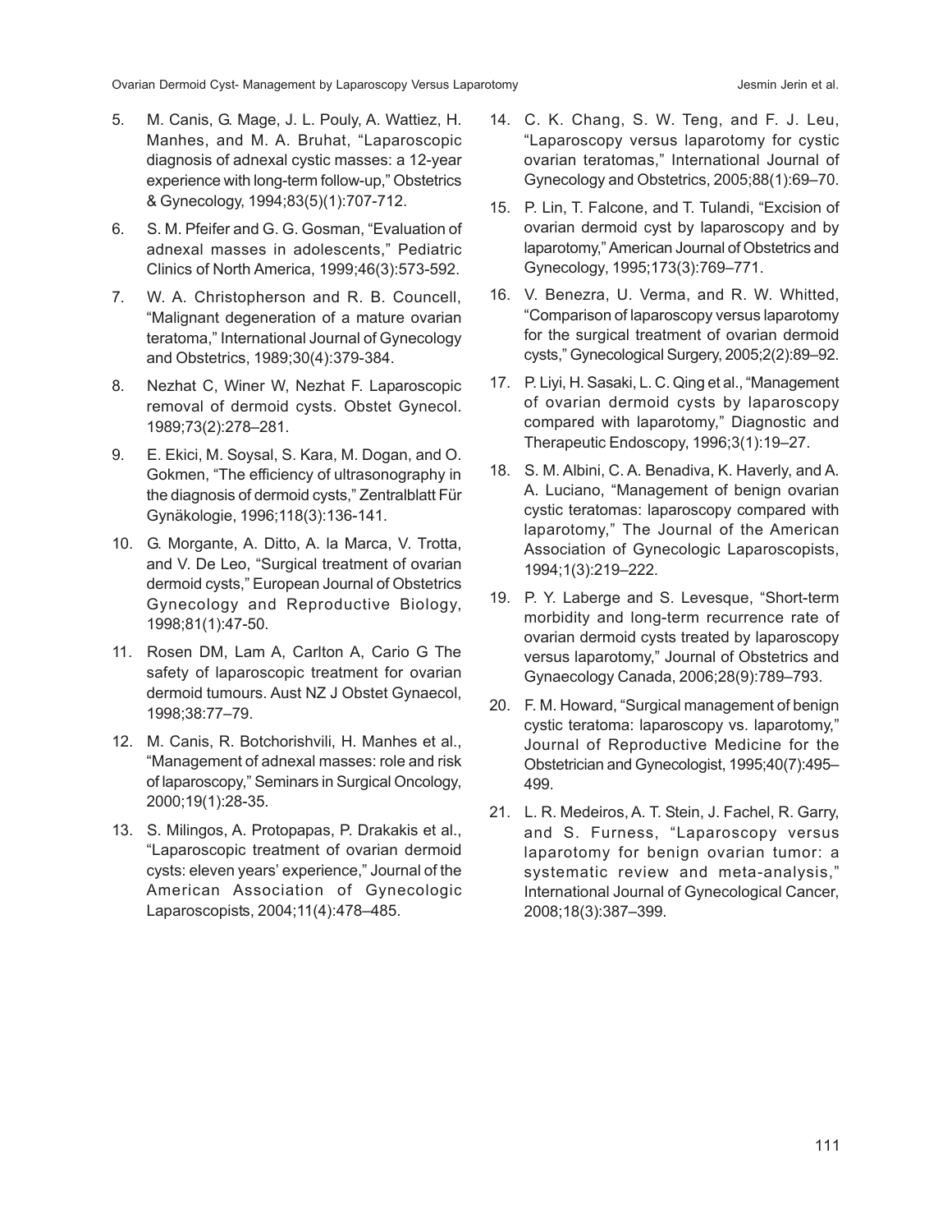5. M. Canis, G. Mage, J. L. Pouly, A. Wattiez, H. Manhes, and M. A. Bruhat, "Laparoscopic diagnosis of adnexal cystic masses: a 12-year experience with long-term follow-up," Obstetrics & Gynecology, 1994;83(5)(1):707-712.
6. S. M. Pfeifer and G. G. Gosman, "Evaluation of adnexal masses in adolescents," Pediatric Clinics of North America, 1999;46(3):573-592.
7. W. A. Christopherson and R. B. Councell, "Malignant degeneration of a mature ovarian teratoma," International Journal of Gynecology and Obstetrics, 1989;30(4):379-384.
8. Nezhat C, Winer W, Nezhat F. Laparoscopic removal of dermoid cysts. Obstet Gynecol. 1989;73(2):278–281.
9. E. Ekici, M. Soysal, S. Kara, M. Dogan, and O. Gokmen, "The efficiency of ultrasonography in the diagnosis of dermoid cysts," Zentralblatt Für Gynäkologie, 1996;118(3):136-141.
10. G. Morgante, A. Ditto, A. la Marca, V. Trotta, and V. De Leo, "Surgical treatment of ovarian dermoid cysts," European Journal of Obstetrics Gynecology and Reproductive Biology, 1998;81(1):47-50.
11. Rosen DM, Lam A, Carlton A, Cario G The safety of laparoscopic treatment for ovarian dermoid tumours. Aust NZ J Obstet Gynaecol, 1998;38:77–79.
12. M. Canis, R. Botchorishvili, H. Manhes et al., "Management of adnexal masses: role and risk of laparoscopy," Seminars in Surgical Oncology, 2000;19(1):28-35.
13. S. Milingos, A. Protopapas, P. Drakakis et al., "Laparoscopic treatment of ovarian dermoid cysts: eleven years' experience," Journal of the American Association of Gynecologic Laparoscopists, 2004;11(4):478–485.
14. C. K. Chang, S. W. Teng, and F. J. Leu, "Laparoscopy versus laparotomy for cystic ovarian teratomas," International Journal of Gynecology and Obstetrics, 2005;88(1):69–70.
15. P. Lin, T. Falcone, and T. Tulandi, "Excision of ovarian dermoid cyst by laparoscopy and by laparotomy," American Journal of Obstetrics and Gynecology, 1995;173(3):769–771.
16. V. Benezra, U. Verma, and R. W. Whitted, "Comparison of laparoscopy versus laparotomy for the surgical treatment of ovarian dermoid cysts," Gynecological Surgery, 2005;2(2):89–92.
17. P. Liyi, H. Sasaki, L. C. Qing et al., "Management of ovarian dermoid cysts by laparoscopy compared with laparotomy," Diagnostic and Therapeutic Endoscopy, 1996;3(1):19–27.
18. S. M. Albini, C. A. Benadiva, K. Haverly, and A. A. Luciano, "Management of benign ovarian cystic teratomas: laparoscopy compared with laparotomy," The Journal of the American Association of Gynecologic Laparoscopists, 1994;1(3):219–222.
19. P. Y. Laberge and S. Levesque, "Short-term morbidity and long-term recurrence rate of ovarian dermoid cysts treated by laparoscopy versus laparotomy," Journal of Obstetrics and Gynaecology Canada, 2006;28(9):789–793.
20. F. M. Howard, "Surgical management of benign cystic teratoma: laparoscopy vs. laparotomy," Journal of Reproductive Medicine for the Obstetrician and Gynecologist, 1995;40(7):495–499.
21. L. R. Medeiros, A. T. Stein, J. Fachel, R. Garry, and S. Furness, "Laparoscopy versus laparotomy for benign ovarian tumor: a systematic review and meta-analysis," International Journal of Gynecological Cancer, 2008;18(3):387–399.